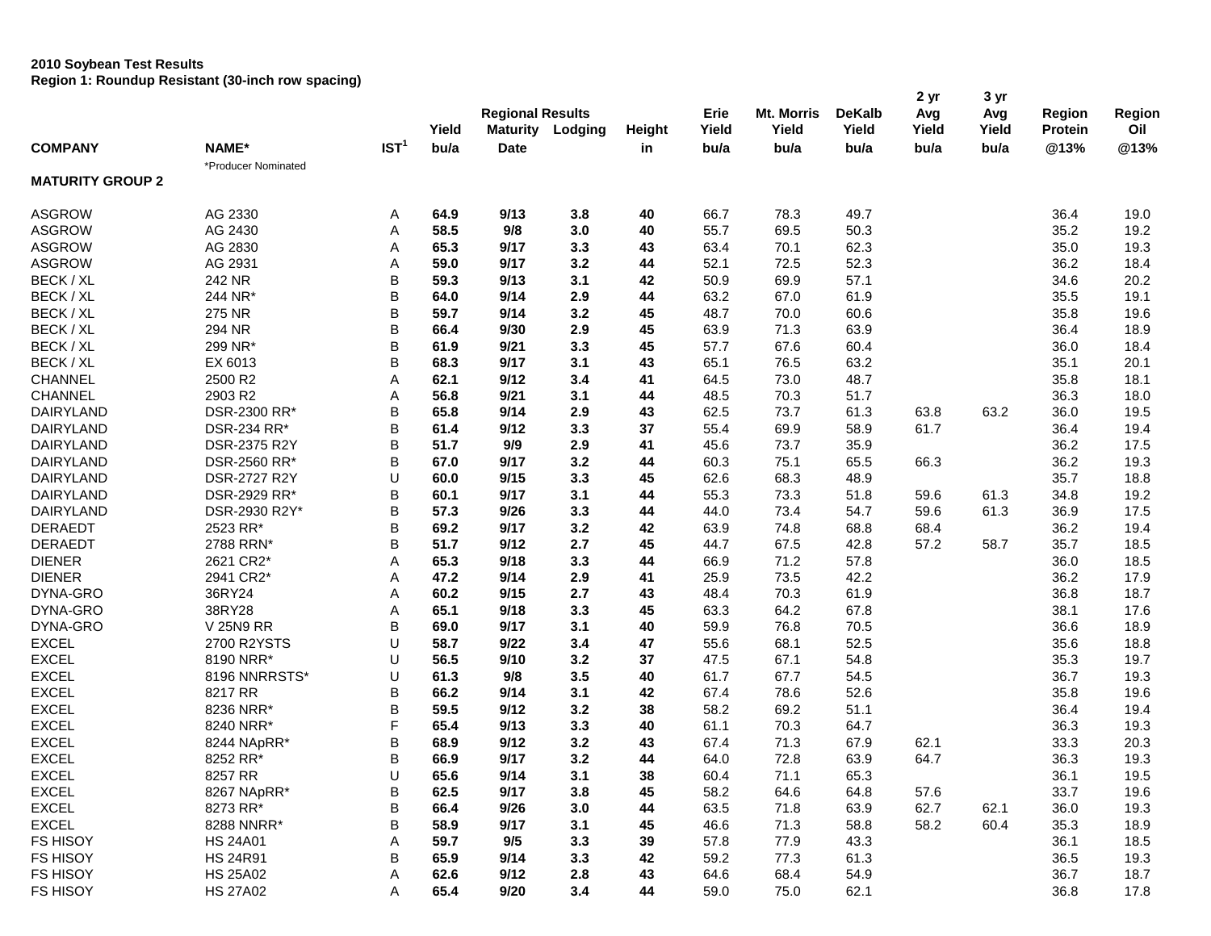**2010 Soybean Test Results**
**Region 1: Roundup Resistant (30-inch row spacing)**

| COMPANY | NAME* | IST[1] | Yield bu/a | Regional Results Maturity Date | Lodging | Height in | Erie Yield bu/a | Mt. Morris Yield bu/a | DeKalb Yield bu/a | 2 yr Avg Yield bu/a | 3 yr Avg Yield bu/a | Region Protein @13% | Region Oil @13% |
|---|---|---|---|---|---|---|---|---|---|---|---|---|---|
| | *Producer Nominated | | | | | | | | | | | | |
| **MATURITY GROUP 2** | | | | | | | | | | | | | |
| ASGROW | AG 2330 | A | **64.9** | **9/13** | **3.8** | **40** | 66.7 | 78.3 | 49.7 | | | 36.4 | 19.0 |
| ASGROW | AG 2430 | A | **58.5** | **9/8** | **3.0** | **40** | 55.7 | 69.5 | 50.3 | | | 35.2 | 19.2 |
| ASGROW | AG 2830 | A | **65.3** | **9/17** | **3.3** | **43** | 63.4 | 70.1 | 62.3 | | | 35.0 | 19.3 |
| ASGROW | AG 2931 | A | **59.0** | **9/17** | **3.2** | **44** | 52.1 | 72.5 | 52.3 | | | 36.2 | 18.4 |
| BECK / XL | 242 NR | B | **59.3** | **9/13** | **3.1** | **42** | 50.9 | 69.9 | 57.1 | | | 34.6 | 20.2 |
| BECK / XL | 244 NR* | B | **64.0** | **9/14** | **2.9** | **44** | 63.2 | 67.0 | 61.9 | | | 35.5 | 19.1 |
| BECK / XL | 275 NR | B | **59.7** | **9/14** | **3.2** | **45** | 48.7 | 70.0 | 60.6 | | | 35.8 | 19.6 |
| BECK / XL | 294 NR | B | **66.4** | **9/30** | **2.9** | **45** | 63.9 | 71.3 | 63.9 | | | 36.4 | 18.9 |
| BECK / XL | 299 NR* | B | **61.9** | **9/21** | **3.3** | **45** | 57.7 | 67.6 | 60.4 | | | 36.0 | 18.4 |
| BECK / XL | EX 6013 | B | **68.3** | **9/17** | **3.1** | **43** | 65.1 | 76.5 | 63.2 | | | 35.1 | 20.1 |
| CHANNEL | 2500 R2 | A | **62.1** | **9/12** | **3.4** | **41** | 64.5 | 73.0 | 48.7 | | | 35.8 | 18.1 |
| CHANNEL | 2903 R2 | A | **56.8** | **9/21** | **3.1** | **44** | 48.5 | 70.3 | 51.7 | | | 36.3 | 18.0 |
| DAIRYLAND | DSR-2300 RR* | B | **65.8** | **9/14** | **2.9** | **43** | 62.5 | 73.7 | 61.3 | 63.8 | 63.2 | 36.0 | 19.5 |
| DAIRYLAND | DSR-234 RR* | B | **61.4** | **9/12** | **3.3** | **37** | 55.4 | 69.9 | 58.9 | 61.7 | | 36.4 | 19.4 |
| DAIRYLAND | DSR-2375 R2Y | B | **51.7** | **9/9** | **2.9** | **41** | 45.6 | 73.7 | 35.9 | | | 36.2 | 17.5 |
| DAIRYLAND | DSR-2560 RR* | B | **67.0** | **9/17** | **3.2** | **44** | 60.3 | 75.1 | 65.5 | 66.3 | | 36.2 | 19.3 |
| DAIRYLAND | DSR-2727 R2Y | U | **60.0** | **9/15** | **3.3** | **45** | 62.6 | 68.3 | 48.9 | | | 35.7 | 18.8 |
| DAIRYLAND | DSR-2929 RR* | B | **60.1** | **9/17** | **3.1** | **44** | 55.3 | 73.3 | 51.8 | 59.6 | 61.3 | 34.8 | 19.2 |
| DAIRYLAND | DSR-2930 R2Y* | B | **57.3** | **9/26** | **3.3** | **44** | 44.0 | 73.4 | 54.7 | 59.6 | 61.3 | 36.9 | 17.5 |
| DERAEDT | 2523 RR* | B | **69.2** | **9/17** | **3.2** | **42** | 63.9 | 74.8 | 68.8 | 68.4 | | 36.2 | 19.4 |
| DERAEDT | 2788 RRN* | B | **51.7** | **9/12** | **2.7** | **45** | 44.7 | 67.5 | 42.8 | 57.2 | 58.7 | 35.7 | 18.5 |
| DIENER | 2621 CR2* | A | **65.3** | **9/18** | **3.3** | **44** | 66.9 | 71.2 | 57.8 | | | 36.0 | 18.5 |
| DIENER | 2941 CR2* | A | **47.2** | **9/14** | **2.9** | **41** | 25.9 | 73.5 | 42.2 | | | 36.2 | 17.9 |
| DYNA-GRO | 36RY24 | A | **60.2** | **9/15** | **2.7** | **43** | 48.4 | 70.3 | 61.9 | | | 36.8 | 18.7 |
| DYNA-GRO | 38RY28 | A | **65.1** | **9/18** | **3.3** | **45** | 63.3 | 64.2 | 67.8 | | | 38.1 | 17.6 |
| DYNA-GRO | V 25N9 RR | B | **69.0** | **9/17** | **3.1** | **40** | 59.9 | 76.8 | 70.5 | | | 36.6 | 18.9 |
| EXCEL | 2700 R2YSTS | U | **58.7** | **9/22** | **3.4** | **47** | 55.6 | 68.1 | 52.5 | | | 35.6 | 18.8 |
| EXCEL | 8190 NRR* | U | **56.5** | **9/10** | **3.2** | **37** | 47.5 | 67.1 | 54.8 | | | 35.3 | 19.7 |
| EXCEL | 8196 NNRRSTS* | U | **61.3** | **9/8** | **3.5** | **40** | 61.7 | 67.7 | 54.5 | | | 36.7 | 19.3 |
| EXCEL | 8217 RR | B | **66.2** | **9/14** | **3.1** | **42** | 67.4 | 78.6 | 52.6 | | | 35.8 | 19.6 |
| EXCEL | 8236 NRR* | B | **59.5** | **9/12** | **3.2** | **38** | 58.2 | 69.2 | 51.1 | | | 36.4 | 19.4 |
| EXCEL | 8240 NRR* | F | **65.4** | **9/13** | **3.3** | **40** | 61.1 | 70.3 | 64.7 | | | 36.3 | 19.3 |
| EXCEL | 8244 NApRR* | B | **68.9** | **9/12** | **3.2** | **43** | 67.4 | 71.3 | 67.9 | 62.1 | | 33.3 | 20.3 |
| EXCEL | 8252 RR* | B | **66.9** | **9/17** | **3.2** | **44** | 64.0 | 72.8 | 63.9 | 64.7 | | 36.3 | 19.3 |
| EXCEL | 8257 RR | U | **65.6** | **9/14** | **3.1** | **38** | 60.4 | 71.1 | 65.3 | | | 36.1 | 19.5 |
| EXCEL | 8267 NApRR* | B | **62.5** | **9/17** | **3.8** | **45** | 58.2 | 64.6 | 64.8 | 57.6 | | 33.7 | 19.6 |
| EXCEL | 8273 RR* | B | **66.4** | **9/26** | **3.0** | **44** | 63.5 | 71.8 | 63.9 | 62.7 | 62.1 | 36.0 | 19.3 |
| EXCEL | 8288 NNRR* | B | **58.9** | **9/17** | **3.1** | **45** | 46.6 | 71.3 | 58.8 | 58.2 | 60.4 | 35.3 | 18.9 |
| FS HISOY | HS 24A01 | A | **59.7** | **9/5** | **3.3** | **39** | 57.8 | 77.9 | 43.3 | | | 36.1 | 18.5 |
| FS HISOY | HS 24R91 | B | **65.9** | **9/14** | **3.3** | **42** | 59.2 | 77.3 | 61.3 | | | 36.5 | 19.3 |
| FS HISOY | HS 25A02 | A | **62.6** | **9/12** | **2.8** | **43** | 64.6 | 68.4 | 54.9 | | | 36.7 | 18.7 |
| FS HISOY | HS 27A02 | A | **65.4** | **9/20** | **3.4** | **44** | 59.0 | 75.0 | 62.1 | | | 36.8 | 17.8 |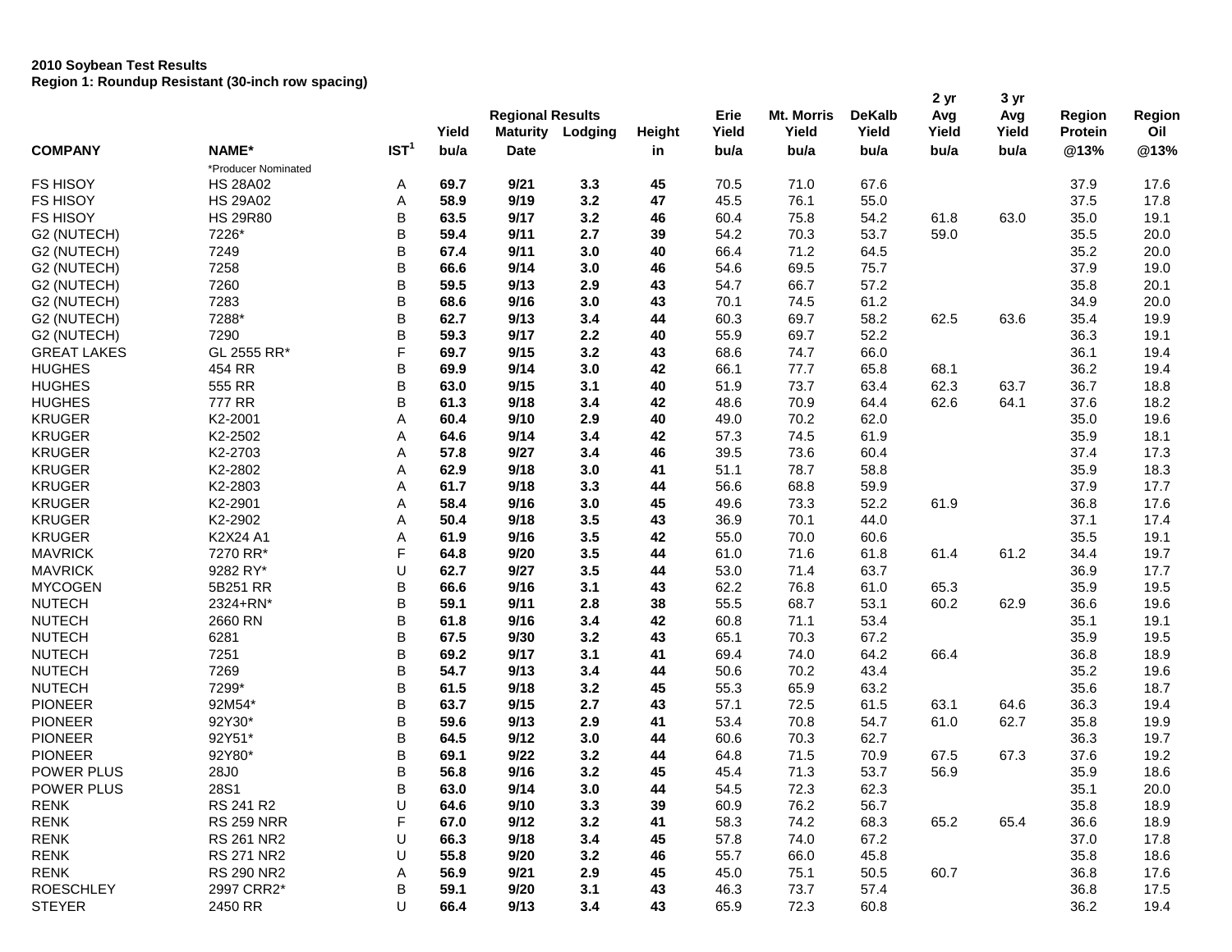**2010 Soybean Test Results**
**Region 1: Roundup Resistant (30-inch row spacing)**

| | | | Regional Results | | | | Erie | Mt. Morris | DeKalb | 2 yr Avg | 3 yr Avg | Region | Region |
|---|---|---|---|---|---|---|---|---|---|---|---|---|---|
| | | | Yield | Maturity | Lodging | Height | Yield | Yield | Yield | Yield | Yield | Protein | Oil |
| **COMPANY** | **NAME*** | **IST[1]** | **bu/a** | **Date** | | **in** | **bu/a** | **bu/a** | **bu/a** | **bu/a** | **bu/a** | **@13%** | **@13%** |
| | *Producer Nominated | | | | | | | | | | | | |
| FS HISOY | HS 28A02 | A | **69.7** | **9/21** | **3.3** | **45** | 70.5 | 71.0 | 67.6 | | | 37.9 | 17.6 |
| FS HISOY | HS 29A02 | A | **58.9** | **9/19** | **3.2** | **47** | 45.5 | 76.1 | 55.0 | | | 37.5 | 17.8 |
| FS HISOY | HS 29R80 | B | **63.5** | **9/17** | **3.2** | **46** | 60.4 | 75.8 | 54.2 | 61.8 | 63.0 | 35.0 | 19.1 |
| G2 (NUTECH) | 7226* | B | **59.4** | **9/11** | **2.7** | **39** | 54.2 | 70.3 | 53.7 | 59.0 | | 35.5 | 20.0 |
| G2 (NUTECH) | 7249 | B | **67.4** | **9/11** | **3.0** | **40** | 66.4 | 71.2 | 64.5 | | | 35.2 | 20.0 |
| G2 (NUTECH) | 7258 | B | **66.6** | **9/14** | **3.0** | **46** | 54.6 | 69.5 | 75.7 | | | 37.9 | 19.0 |
| G2 (NUTECH) | 7260 | B | **59.5** | **9/13** | **2.9** | **43** | 54.7 | 66.7 | 57.2 | | | 35.8 | 20.1 |
| G2 (NUTECH) | 7283 | B | **68.6** | **9/16** | **3.0** | **43** | 70.1 | 74.5 | 61.2 | | | 34.9 | 20.0 |
| G2 (NUTECH) | 7288* | B | **62.7** | **9/13** | **3.4** | **44** | 60.3 | 69.7 | 58.2 | 62.5 | 63.6 | 35.4 | 19.9 |
| G2 (NUTECH) | 7290 | B | **59.3** | **9/17** | **2.2** | **40** | 55.9 | 69.7 | 52.2 | | | 36.3 | 19.1 |
| GREAT LAKES | GL 2555 RR* | F | **69.7** | **9/15** | **3.2** | **43** | 68.6 | 74.7 | 66.0 | | | 36.1 | 19.4 |
| HUGHES | 454 RR | B | **69.9** | **9/14** | **3.0** | **42** | 66.1 | 77.7 | 65.8 | 68.1 | | 36.2 | 19.4 |
| HUGHES | 555 RR | B | **63.0** | **9/15** | **3.1** | **40** | 51.9 | 73.7 | 63.4 | 62.3 | 63.7 | 36.7 | 18.8 |
| HUGHES | 777 RR | B | **61.3** | **9/18** | **3.4** | **42** | 48.6 | 70.9 | 64.4 | 62.6 | 64.1 | 37.6 | 18.2 |
| KRUGER | K2-2001 | A | **60.4** | **9/10** | **2.9** | **40** | 49.0 | 70.2 | 62.0 | | | 35.0 | 19.6 |
| KRUGER | K2-2502 | A | **64.6** | **9/14** | **3.4** | **42** | 57.3 | 74.5 | 61.9 | | | 35.9 | 18.1 |
| KRUGER | K2-2703 | A | **57.8** | **9/27** | **3.4** | **46** | 39.5 | 73.6 | 60.4 | | | 37.4 | 17.3 |
| KRUGER | K2-2802 | A | **62.9** | **9/18** | **3.0** | **41** | 51.1 | 78.7 | 58.8 | | | 35.9 | 18.3 |
| KRUGER | K2-2803 | A | **61.7** | **9/18** | **3.3** | **44** | 56.6 | 68.8 | 59.9 | | | 37.9 | 17.7 |
| KRUGER | K2-2901 | A | **58.4** | **9/16** | **3.0** | **45** | 49.6 | 73.3 | 52.2 | 61.9 | | 36.8 | 17.6 |
| KRUGER | K2-2902 | A | **50.4** | **9/18** | **3.5** | **43** | 36.9 | 70.1 | 44.0 | | | 37.1 | 17.4 |
| KRUGER | K2X24 A1 | A | **61.9** | **9/16** | **3.5** | **42** | 55.0 | 70.0 | 60.6 | | | 35.5 | 19.1 |
| MAVRICK | 7270 RR* | F | **64.8** | **9/20** | **3.5** | **44** | 61.0 | 71.6 | 61.8 | 61.4 | 61.2 | 34.4 | 19.7 |
| MAVRICK | 9282 RY* | U | **62.7** | **9/27** | **3.5** | **44** | 53.0 | 71.4 | 63.7 | | | 36.9 | 17.7 |
| MYCOGEN | 5B251 RR | B | **66.6** | **9/16** | **3.1** | **43** | 62.2 | 76.8 | 61.0 | 65.3 | | 35.9 | 19.5 |
| NUTECH | 2324+RN* | B | **59.1** | **9/11** | **2.8** | **38** | 55.5 | 68.7 | 53.1 | 60.2 | 62.9 | 36.6 | 19.6 |
| NUTECH | 2660 RN | B | **61.8** | **9/16** | **3.4** | **42** | 60.8 | 71.1 | 53.4 | | | 35.1 | 19.1 |
| NUTECH | 6281 | B | **67.5** | **9/30** | **3.2** | **43** | 65.1 | 70.3 | 67.2 | | | 35.9 | 19.5 |
| NUTECH | 7251 | B | **69.2** | **9/17** | **3.1** | **41** | 69.4 | 74.0 | 64.2 | 66.4 | | 36.8 | 18.9 |
| NUTECH | 7269 | B | **54.7** | **9/13** | **3.4** | **44** | 50.6 | 70.2 | 43.4 | | | 35.2 | 19.6 |
| NUTECH | 7299* | B | **61.5** | **9/18** | **3.2** | **45** | 55.3 | 65.9 | 63.2 | | | 35.6 | 18.7 |
| PIONEER | 92M54* | B | **63.7** | **9/15** | **2.7** | **43** | 57.1 | 72.5 | 61.5 | 63.1 | 64.6 | 36.3 | 19.4 |
| PIONEER | 92Y30* | B | **59.6** | **9/13** | **2.9** | **41** | 53.4 | 70.8 | 54.7 | 61.0 | 62.7 | 35.8 | 19.9 |
| PIONEER | 92Y51* | B | **64.5** | **9/12** | **3.0** | **44** | 60.6 | 70.3 | 62.7 | | | 36.3 | 19.7 |
| PIONEER | 92Y80* | B | **69.1** | **9/22** | **3.2** | **44** | 64.8 | 71.5 | 70.9 | 67.5 | 67.3 | 37.6 | 19.2 |
| POWER PLUS | 28J0 | B | **56.8** | **9/16** | **3.2** | **45** | 45.4 | 71.3 | 53.7 | 56.9 | | 35.9 | 18.6 |
| POWER PLUS | 28S1 | B | **63.0** | **9/14** | **3.0** | **44** | 54.5 | 72.3 | 62.3 | | | 35.1 | 20.0 |
| RENK | RS 241 R2 | U | **64.6** | **9/10** | **3.3** | **39** | 60.9 | 76.2 | 56.7 | | | 35.8 | 18.9 |
| RENK | RS 259 NRR | F | **67.0** | **9/12** | **3.2** | **41** | 58.3 | 74.2 | 68.3 | 65.2 | 65.4 | 36.6 | 18.9 |
| RENK | RS 261 NR2 | U | **66.3** | **9/18** | **3.4** | **45** | 57.8 | 74.0 | 67.2 | | | 37.0 | 17.8 |
| RENK | RS 271 NR2 | U | **55.8** | **9/20** | **3.2** | **46** | 55.7 | 66.0 | 45.8 | | | 35.8 | 18.6 |
| RENK | RS 290 NR2 | A | **56.9** | **9/21** | **2.9** | **45** | 45.0 | 75.1 | 50.5 | 60.7 | | 36.8 | 17.6 |
| ROESCHLEY | 2997 CRR2* | B | **59.1** | **9/20** | **3.1** | **43** | 46.3 | 73.7 | 57.4 | | | 36.8 | 17.5 |
| STEYER | 2450 RR | U | **66.4** | **9/13** | **3.4** | **43** | 65.9 | 72.3 | 60.8 | | | 36.2 | 19.4 |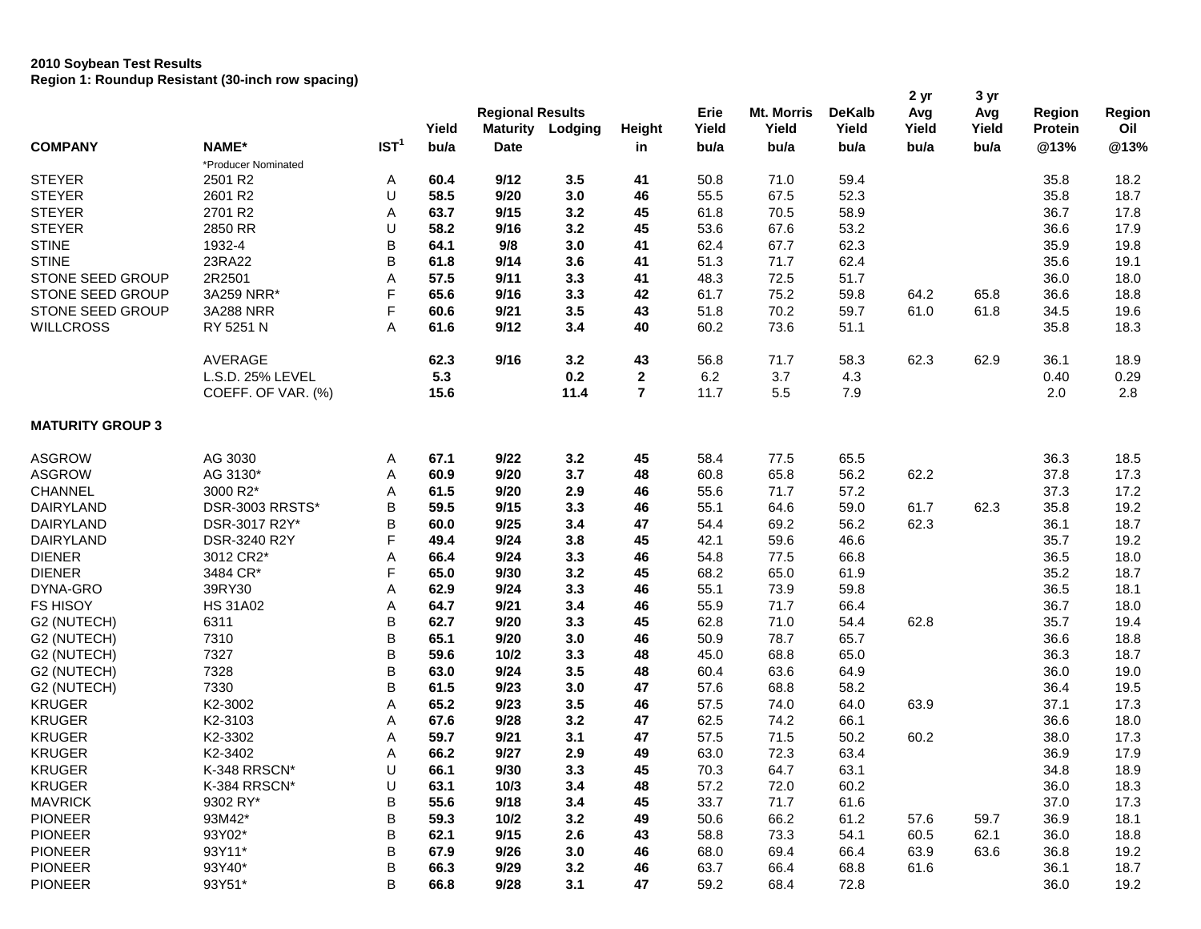**2010 Soybean Test Results**
**Region 1: Roundup Resistant (30-inch row spacing)**

| COMPANY | NAME* | IST[1] | Regional Results Yield bu/a | Maturity Date | Lodging | Height in | Erie Yield bu/a | Mt. Morris Yield bu/a | DeKalb Yield bu/a | 2 yr Avg Yield bu/a | 3 yr Avg Yield bu/a | Region Protein @13% | Region Oil @13% |
|---|---|---|---|---|---|---|---|---|---|---|---|---|---|
| | *Producer Nominated | | | | | | | | | | | | |
| STEYER | 2501 R2 | A | **60.4** | **9/12** | **3.5** | **41** | 50.8 | 71.0 | 59.4 | | | 35.8 | 18.2 |
| STEYER | 2601 R2 | U | **58.5** | **9/20** | **3.0** | **46** | 55.5 | 67.5 | 52.3 | | | 35.8 | 18.7 |
| STEYER | 2701 R2 | A | **63.7** | **9/15** | **3.2** | **45** | 61.8 | 70.5 | 58.9 | | | 36.7 | 17.8 |
| STEYER | 2850 RR | U | **58.2** | **9/16** | **3.2** | **45** | 53.6 | 67.6 | 53.2 | | | 36.6 | 17.9 |
| STINE | 1932-4 | B | **64.1** | **9/8** | **3.0** | **41** | 62.4 | 67.7 | 62.3 | | | 35.9 | 19.8 |
| STINE | 23RA22 | B | **61.8** | **9/14** | **3.6** | **41** | 51.3 | 71.7 | 62.4 | | | 35.6 | 19.1 |
| STONE SEED GROUP | 2R2501 | A | **57.5** | **9/11** | **3.3** | **41** | 48.3 | 72.5 | 51.7 | | | 36.0 | 18.0 |
| STONE SEED GROUP | 3A259 NRR* | F | **65.6** | **9/16** | **3.3** | **42** | 61.7 | 75.2 | 59.8 | 64.2 | 65.8 | 36.6 | 18.8 |
| STONE SEED GROUP | 3A288 NRR | F | **60.6** | **9/21** | **3.5** | **43** | 51.8 | 70.2 | 59.7 | 61.0 | 61.8 | 34.5 | 19.6 |
| WILLCROSS | RY 5251 N | A | **61.6** | **9/12** | **3.4** | **40** | 60.2 | 73.6 | 51.1 | | | 35.8 | 18.3 |
| | AVERAGE | | **62.3** | **9/16** | **3.2** | **43** | 56.8 | 71.7 | 58.3 | 62.3 | 62.9 | 36.1 | 18.9 |
| | L.S.D. 25% LEVEL | | **5.3** | | **0.2** | **2** | 6.2 | 3.7 | 4.3 | | | 0.40 | 0.29 |
| | COEFF. OF VAR. (%) | | **15.6** | | **11.4** | **7** | 11.7 | 5.5 | 7.9 | | | 2.0 | 2.8 |

**MATURITY GROUP 3**

| COMPANY | NAME* | IST[1] | Regional Results Yield bu/a | Maturity Date | Lodging | Height in | Erie Yield bu/a | Mt. Morris Yield bu/a | DeKalb Yield bu/a | 2 yr Avg Yield bu/a | 3 yr Avg Yield bu/a | Region Protein @13% | Region Oil @13% |
|---|---|---|---|---|---|---|---|---|---|---|---|---|---|
| ASGROW | AG 3030 | A | **67.1** | **9/22** | **3.2** | **45** | 58.4 | 77.5 | 65.5 | | | 36.3 | 18.5 |
| ASGROW | AG 3130* | A | **60.9** | **9/20** | **3.7** | **48** | 60.8 | 65.8 | 56.2 | 62.2 | | 37.8 | 17.3 |
| CHANNEL | 3000 R2* | A | **61.5** | **9/20** | **2.9** | **46** | 55.6 | 71.7 | 57.2 | | | 37.3 | 17.2 |
| DAIRYLAND | DSR-3003 RRSTS* | B | **59.5** | **9/15** | **3.3** | **46** | 55.1 | 64.6 | 59.0 | 61.7 | 62.3 | 35.8 | 19.2 |
| DAIRYLAND | DSR-3017 R2Y* | B | **60.0** | **9/25** | **3.4** | **47** | 54.4 | 69.2 | 56.2 | 62.3 | | 36.1 | 18.7 |
| DAIRYLAND | DSR-3240 R2Y | F | **49.4** | **9/24** | **3.8** | **45** | 42.1 | 59.6 | 46.6 | | | 35.7 | 19.2 |
| DIENER | 3012 CR2* | A | **66.4** | **9/24** | **3.3** | **46** | 54.8 | 77.5 | 66.8 | | | 36.5 | 18.0 |
| DIENER | 3484 CR* | F | **65.0** | **9/30** | **3.2** | **45** | 68.2 | 65.0 | 61.9 | | | 35.2 | 18.7 |
| DYNA-GRO | 39RY30 | A | **62.9** | **9/24** | **3.3** | **46** | 55.1 | 73.9 | 59.8 | | | 36.5 | 18.1 |
| FS HISOY | HS 31A02 | A | **64.7** | **9/21** | **3.4** | **46** | 55.9 | 71.7 | 66.4 | | | 36.7 | 18.0 |
| G2 (NUTECH) | 6311 | B | **62.7** | **9/20** | **3.3** | **45** | 62.8 | 71.0 | 54.4 | 62.8 | | 35.7 | 19.4 |
| G2 (NUTECH) | 7310 | B | **65.1** | **9/20** | **3.0** | **46** | 50.9 | 78.7 | 65.7 | | | 36.6 | 18.8 |
| G2 (NUTECH) | 7327 | B | **59.6** | **10/2** | **3.3** | **48** | 45.0 | 68.8 | 65.0 | | | 36.3 | 18.7 |
| G2 (NUTECH) | 7328 | B | **63.0** | **9/24** | **3.5** | **48** | 60.4 | 63.6 | 64.9 | | | 36.0 | 19.0 |
| G2 (NUTECH) | 7330 | B | **61.5** | **9/23** | **3.0** | **47** | 57.6 | 68.8 | 58.2 | | | 36.4 | 19.5 |
| KRUGER | K2-3002 | A | **65.2** | **9/23** | **3.5** | **46** | 57.5 | 74.0 | 64.0 | 63.9 | | 37.1 | 17.3 |
| KRUGER | K2-3103 | A | **67.6** | **9/28** | **3.2** | **47** | 62.5 | 74.2 | 66.1 | | | 36.6 | 18.0 |
| KRUGER | K2-3302 | A | **59.7** | **9/21** | **3.1** | **47** | 57.5 | 71.5 | 50.2 | 60.2 | | 38.0 | 17.3 |
| KRUGER | K2-3402 | A | **66.2** | **9/27** | **2.9** | **49** | 63.0 | 72.3 | 63.4 | | | 36.9 | 17.9 |
| KRUGER | K-348 RRSCN* | U | **66.1** | **9/30** | **3.3** | **45** | 70.3 | 64.7 | 63.1 | | | 34.8 | 18.9 |
| KRUGER | K-384 RRSCN* | U | **63.1** | **10/3** | **3.4** | **48** | 57.2 | 72.0 | 60.2 | | | 36.0 | 18.3 |
| MAVRICK | 9302 RY* | B | **55.6** | **9/18** | **3.4** | **45** | 33.7 | 71.7 | 61.6 | | | 37.0 | 17.3 |
| PIONEER | 93M42* | B | **59.3** | **10/2** | **3.2** | **49** | 50.6 | 66.2 | 61.2 | 57.6 | 59.7 | 36.9 | 18.1 |
| PIONEER | 93Y02* | B | **62.1** | **9/15** | **2.6** | **43** | 58.8 | 73.3 | 54.1 | 60.5 | 62.1 | 36.0 | 18.8 |
| PIONEER | 93Y11* | B | **67.9** | **9/26** | **3.0** | **46** | 68.0 | 69.4 | 66.4 | 63.9 | 63.6 | 36.8 | 19.2 |
| PIONEER | 93Y40* | B | **66.3** | **9/29** | **3.2** | **46** | 63.7 | 66.4 | 68.8 | 61.6 | | 36.1 | 18.7 |
| PIONEER | 93Y51* | B | **66.8** | **9/28** | **3.1** | **47** | 59.2 | 68.4 | 72.8 | | | 36.0 | 19.2 |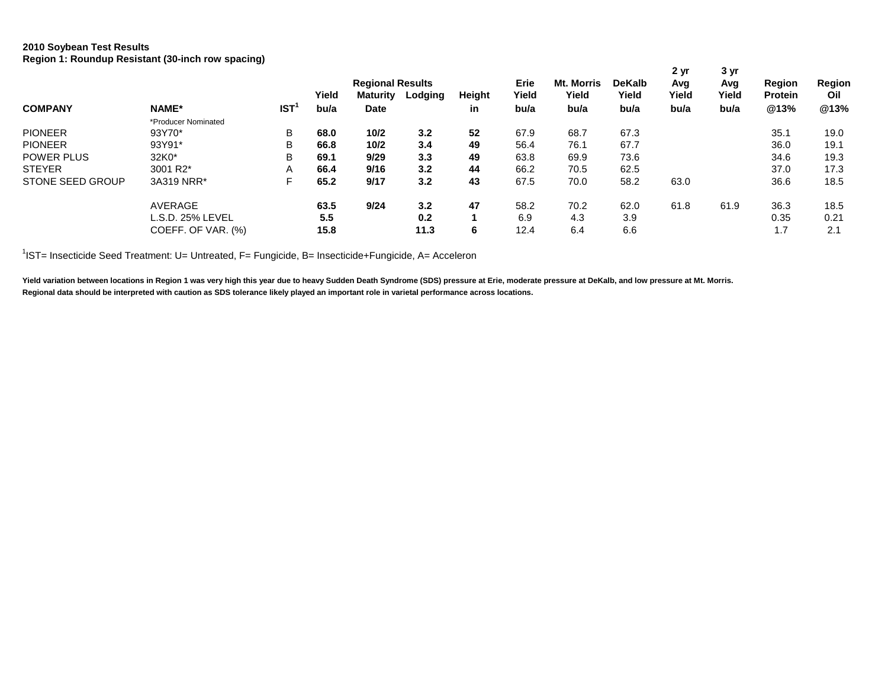**2010 Soybean Test Results**
**Region 1: Roundup Resistant (30-inch row spacing)**

| | | | Regional Results | | | | | | | 2 yr | 3 yr | | |
|---|---|---|---|---|---|---|---|---|---|---|---|---|---|
| | | | Yield | Maturity | Lodging | Height | Erie Yield | Mt. Morris Yield | DeKalb Yield | Avg Yield | Avg Yield | Region Protein | Region Oil |
| **COMPANY** | **NAME*** | **IST[1]** | **bu/a** | **Date** | | **in** | **bu/a** | **bu/a** | **bu/a** | **bu/a** | **bu/a** | **@13%** | **@13%** |
| | *Producer Nominated | | | | | | | | | | | | |
| PIONEER | 93Y70* | B | **68.0** | **10/2** | **3.2** | **52** | 67.9 | 68.7 | 67.3 | | | 35.1 | 19.0 |
| PIONEER | 93Y91* | B | **66.8** | **10/2** | **3.4** | **49** | 56.4 | 76.1 | 67.7 | | | 36.0 | 19.1 |
| POWER PLUS | 32K0* | B | **69.1** | **9/29** | **3.3** | **49** | 63.8 | 69.9 | 73.6 | | | 34.6 | 19.3 |
| STEYER | 3001 R2* | A | **66.4** | **9/16** | **3.2** | **44** | 66.2 | 70.5 | 62.5 | | | 37.0 | 17.3 |
| STONE SEED GROUP | 3A319 NRR* | F | **65.2** | **9/17** | **3.2** | **43** | 67.5 | 70.0 | 58.2 | 63.0 | | 36.6 | 18.5 |
| | AVERAGE | | **63.5** | **9/24** | **3.2** | **47** | 58.2 | 70.2 | 62.0 | 61.8 | 61.9 | 36.3 | 18.5 |
| | L.S.D. 25% LEVEL | | **5.5** | | **0.2** | **1** | 6.9 | 4.3 | 3.9 | | | 0.35 | 0.21 |
| | COEFF. OF VAR. (%) | | **15.8** | | **11.3** | **6** | 12.4 | 6.4 | 6.6 | | | 1.7 | 2.1 |

[1]IST= Insecticide Seed Treatment: U= Untreated, F= Fungicide, B= Insecticide+Fungicide, A= Acceleron

**Yield variation between locations in Region 1 was very high this year due to heavy Sudden Death Syndrome (SDS) pressure at Erie, moderate pressure at DeKalb, and low pressure at Mt. Morris. Regional data should be interpreted with caution as SDS tolerance likely played an important role in varietal performance across locations.**